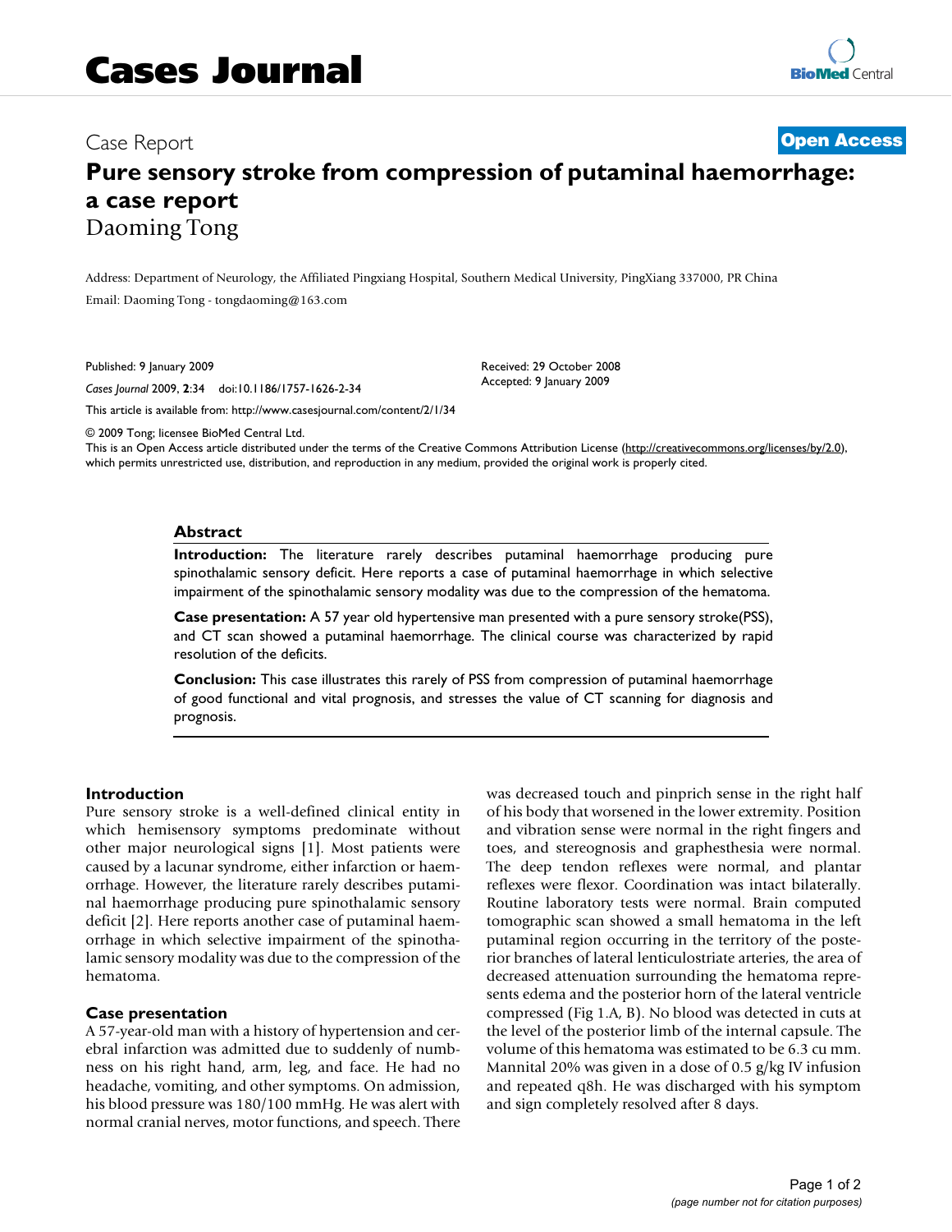# Cases Journal

Case Report **Open Access**

# Pure sensory stroke from compression of putaminal haemorrhage: a case report

Daoming Tong

Address: Department of Neurology, the Affiliated Pingxiang Hospital, Southern Medical University, PingXiang 337000, PR China

Email: Daoming Tong - tongdaoming@163.com

Published: 9 January 2009

*Cases Journal* 2009, **2**:34 doi:10.1186/1757-1626-2-34

Received: 29 October 2008

Accepted: 9 January 2009

This article is available from: http://www.casesjournal.com/content/2/1/34

© 2009 Tong; licensee BioMed Central Ltd.

This is an Open Access article distributed under the terms of the Creative Commons Attribution License (http://creativecommons.org/licenses/by/2.0), which permits unrestricted use, distribution, and reproduction in any medium, provided the original work is properly cited.

## Abstract

**Introduction:** The literature rarely describes putaminal haemorrhage producing pure spinothalamic sensory deficit. Here reports a case of putaminal haemorrhage in which selective impairment of the spinothalamic sensory modality was due to the compression of the hematoma.

**Case presentation:** A 57 year old hypertensive man presented with a pure sensory stroke(PSS), and CT scan showed a putaminal haemorrhage. The clinical course was characterized by rapid resolution of the deficits.

**Conclusion:** This case illustrates this rarely of PSS from compression of putaminal haemorrhage of good functional and vital prognosis, and stresses the value of CT scanning for diagnosis and prognosis.

## Introduction

Pure sensory stroke is a well-defined clinical entity in which hemisensory symptoms predominate without other major neurological signs [1]. Most patients were caused by a lacunar syndrome, either infarction or haemorrhage. However, the literature rarely describes putaminal haemorrhage producing pure spinothalamic sensory deficit [2]. Here reports another case of putaminal haemorrhage in which selective impairment of the spinothalamic sensory modality was due to the compression of the hematoma.

## Case presentation

A 57-year-old man with a history of hypertension and cerebral infarction was admitted due to suddenly of numbness on his right hand, arm, leg, and face. He had no headache, vomiting, and other symptoms. On admission, his blood pressure was 180/100 mmHg. He was alert with normal cranial nerves, motor functions, and speech. There was decreased touch and pinprich sense in the right half of his body that worsened in the lower extremity. Position and vibration sense were normal in the right fingers and toes, and stereognosis and graphesthesia were normal. The deep tendon reflexes were normal, and plantar reflexes were flexor. Coordination was intact bilaterally. Routine laboratory tests were normal. Brain computed tomographic scan showed a small hematoma in the left putaminal region occurring in the territory of the posterior branches of lateral lenticulostriate arteries, the area of decreased attenuation surrounding the hematoma represents edema and the posterior horn of the lateral ventricle compressed (Fig 1.A, B). No blood was detected in cuts at the level of the posterior limb of the internal capsule. The volume of this hematoma was estimated to be 6.3 cu mm. Mannital 20% was given in a dose of 0.5 g/kg IV infusion and repeated q8h. He was discharged with his symptom and sign completely resolved after 8 days.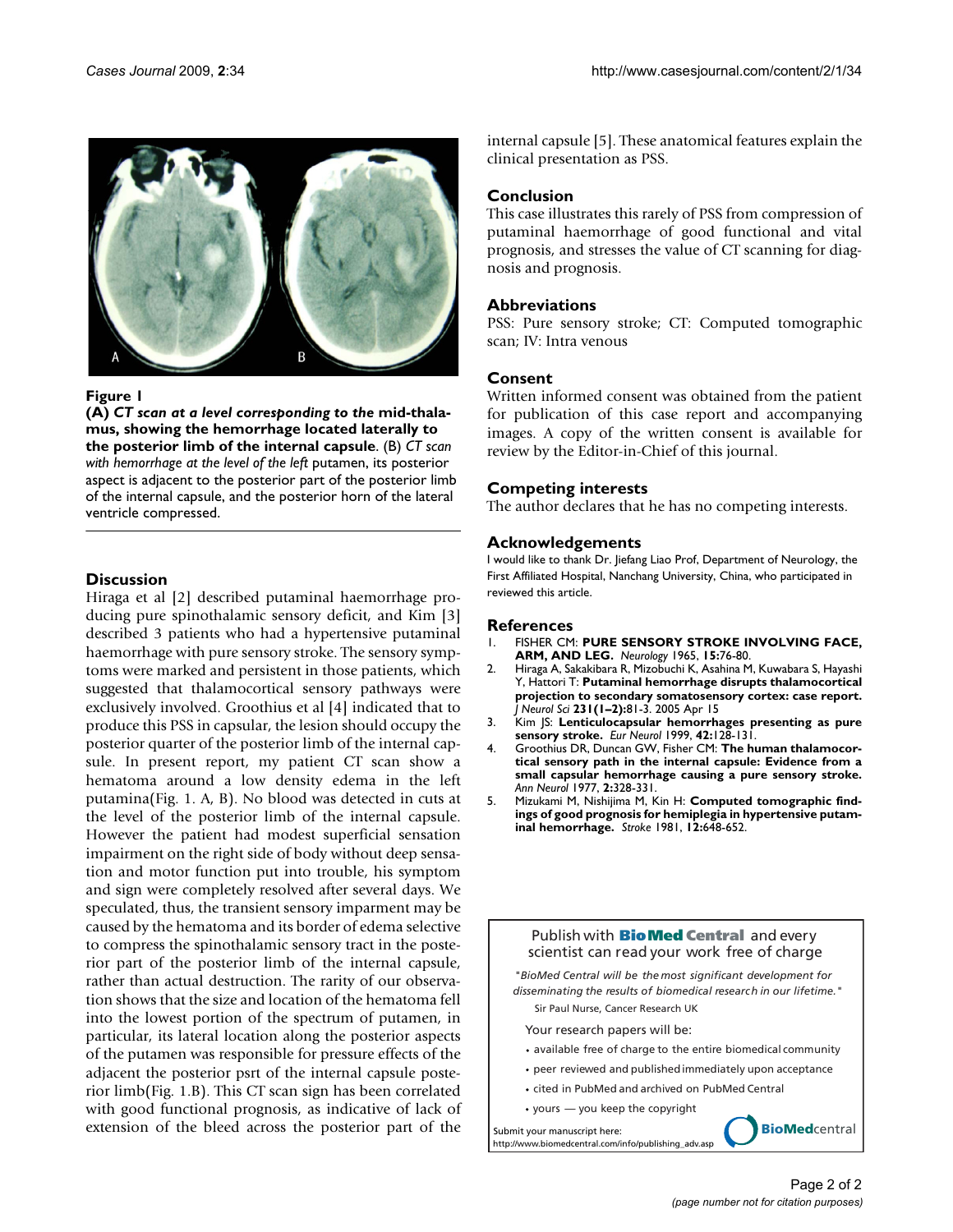**Figure 1**

**(A)** ***CT scan at a level corresponding to the* mid-thalamus, showing the hemorrhage located laterally to the posterior limb of the internal capsule**. (B) *CT scan with hemorrhage at the level of the left* putamen, its posterior aspect is adjacent to the posterior part of the posterior limb of the internal capsule, and the posterior horn of the lateral ventricle compressed.

## Discussion

Hiraga et al [2] described putaminal haemorrhage producing pure spinothalamic sensory deficit, and Kim [3] described 3 patients who had a hypertensive putaminal haemorrhage with pure sensory stroke. The sensory symptoms were marked and persistent in those patients, which suggested that thalamocortical sensory pathways were exclusively involved. Groothius et al [4] indicated that to produce this PSS in capsular, the lesion should occupy the posterior quarter of the posterior limb of the internal capsule. In present report, my patient CT scan show a hematoma around a low density edema in the left putamina(Fig. 1. A, B). No blood was detected in cuts at the level of the posterior limb of the internal capsule. However the patient had modest superficial sensation impairment on the right side of body without deep sensation and motor function put into trouble, his symptom and sign were completely resolved after several days. We speculated, thus, the transient sensory imparment may be caused by the hematoma and its border of edema selective to compress the spinothalamic sensory tract in the posterior part of the posterior limb of the internal capsule, rather than actual destruction. The rarity of our observation shows that the size and location of the hematoma fell into the lowest portion of the spectrum of putamen, in particular, its lateral location along the posterior aspects of the putamen was responsible for pressure effects of the adjacent the posterior psrt of the internal capsule posterior limb(Fig. 1.B). This CT scan sign has been correlated with good functional prognosis, as indicative of lack of extension of the bleed across the posterior part of the internal capsule [5]. These anatomical features explain the clinical presentation as PSS.

## Conclusion

This case illustrates this rarely of PSS from compression of putaminal haemorrhage of good functional and vital prognosis, and stresses the value of CT scanning for diagnosis and prognosis.

## Abbreviations

PSS: Pure sensory stroke; CT: Computed tomographic scan; IV: Intra venous

## Consent

Written informed consent was obtained from the patient for publication of this case report and accompanying images. A copy of the written consent is available for review by the Editor-in-Chief of this journal.

## Competing interests

The author declares that he has no competing interests.

## Acknowledgements

I would like to thank Dr. Jiefang Liao Prof, Department of Neurology, the First Affiliated Hospital, Nanchang University, China, who participated in reviewed this article.

## References

1. FISHER CM: **PURE SENSORY STROKE INVOLVING FACE, ARM, AND LEG.** *Neurology* 1965, **15:**76-80.
2. Hiraga A, Sakakibara R, Mizobuchi K, Asahina M, Kuwabara S, Hayashi Y, Hattori T: **Putaminal hemorrhage disrupts thalamocortical projection to secondary somatosensory cortex: case report.** *J Neurol Sci* **231(1–2):**81-3. 2005 Apr 15
3. Kim JS: **Lenticulocapsular hemorrhages presenting as pure sensory stroke.** *Eur Neurol* 1999, **42:**128-131.
4. Groothius DR, Duncan GW, Fisher CM: **The human thalamocortical sensory path in the internal capsule: Evidence from a small capsular hemorrhage causing a pure sensory stroke.** *Ann Neurol* 1977, **2:**328-331.
5. Mizukami M, Nishijima M, Kin H: **Computed tomographic findings of good prognosis for hemiplegia in hypertensive putaminal hemorrhage.** *Stroke* 1981, **12:**648-652.

Publish with **BioMed Central** and every scientist can read your work free of charge

*"BioMed Central will be the most significant development for disseminating the results of biomedical research in our lifetime."*
Sir Paul Nurse, Cancer Research UK

Your research papers will be:

- available free of charge to the entire biomedical community
- peer reviewed and published immediately upon acceptance
- cited in PubMed and archived on PubMed Central
- yours — you keep the copyright

Submit your manuscript here:
http://www.biomedcentral.com/info/publishing_adv.asp